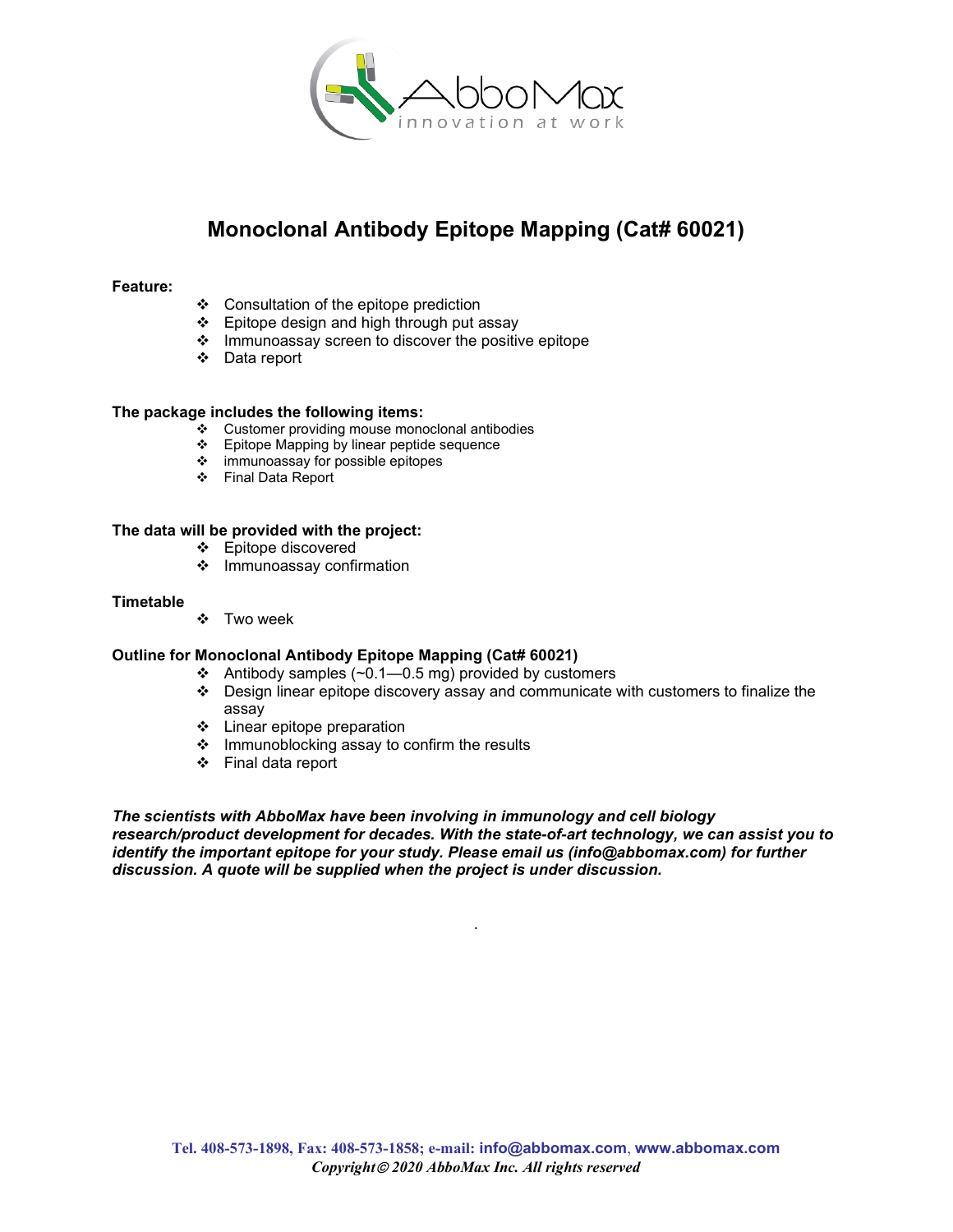# Monoclonal Antibody Epitope Mapping (Cat# 60021)

**Feature:**

- Consultation of the epitope prediction
- Epitope design and high through put assay
- Immunoassay screen to discover the positive epitope
- Data report

**The package includes the following items:**

- Customer providing mouse monoclonal antibodies
- Epitope Mapping by linear peptide sequence
- immunoassay for possible epitopes
- Final Data Report

**The data will be provided with the project:**

- Epitope discovered
- Immunoassay confirmation

**Timetable**

- Two week

**Outline for Monoclonal Antibody Epitope Mapping (Cat# 60021)**

- Antibody samples (~0.1—0.5 mg) provided by customers
- Design linear epitope discovery assay and communicate with customers to finalize the assay
- Linear epitope preparation
- Immunoblocking assay to confirm the results
- Final data report

***The scientists with AbboMax have been involving in immunology and cell biology research/product development for decades. With the state-of-art technology, we can assist you to identify the important epitope for your study. Please email us (info@abbomax.com) for further discussion. A quote will be supplied when the project is under discussion.***

**Tel. 408-573-1898, Fax: 408-573-1858; e-mail: info@abbomax.com, www.abbomax.com**

***Copyright© 2020 AbboMax Inc. All rights reserved***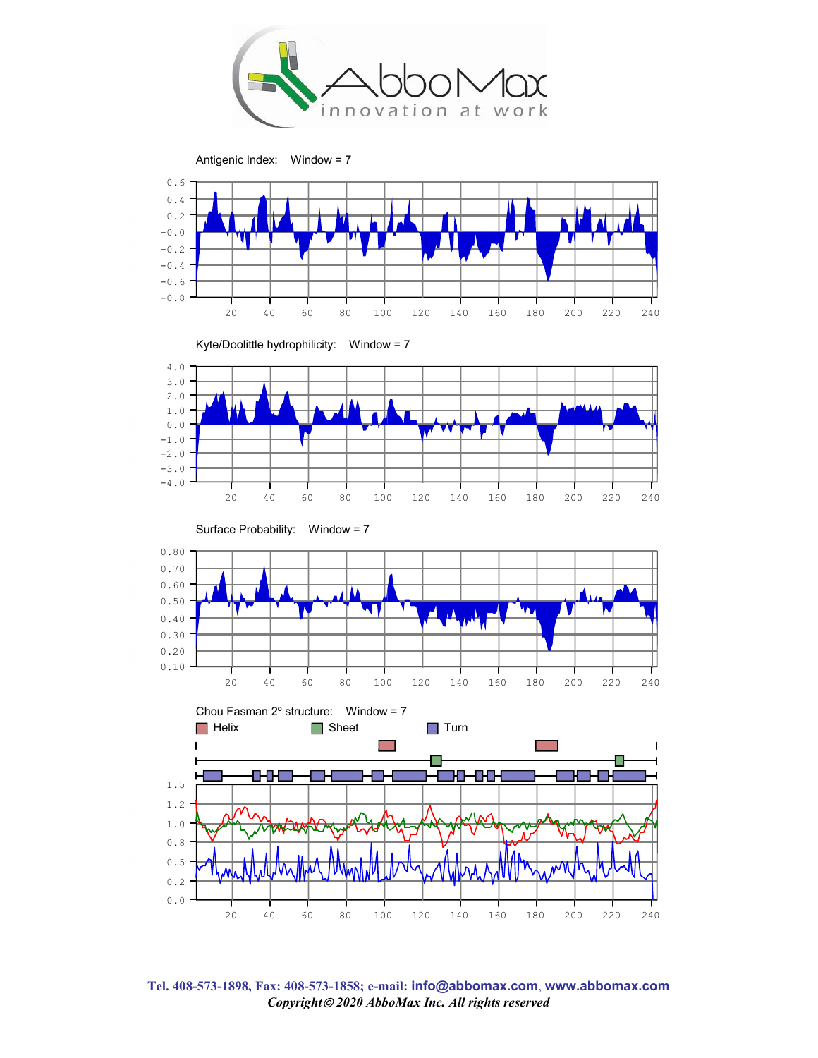AbboMax
innovation at work

Antigenic Index: Window = 7

0.6
0.4
0.2
−0.0
−0.2
−0.4
−0.6
−0.8

20 40 60 80 100 120 140 160 180 200 220 240

Kyte/Doolittle hydrophilicity: Window = 7

4.0
3.0
2.0
1.0
0.0
−1.0
−2.0
−3.0
−4.0

20 40 60 80 100 120 140 160 180 200 220 240

Surface Probability: Window = 7

0.80
0.70
0.60
0.50
0.40
0.30
0.20
0.10

20 40 60 80 100 120 140 160 180 200 220 240

Chou Fasman 2º structure: Window = 7

Helix
Sheet
Turn

1.5
1.2
1.0
0.8
0.5
0.2
0.0

20 40 60 80 100 120 140 160 180 200 220 240

**Tel. 408-573-1898, Fax: 408-573-1858; e-mail: info@abbomax.com, www.abbomax.com**

***Copyright© 2020 AbboMax Inc. All rights reserved***